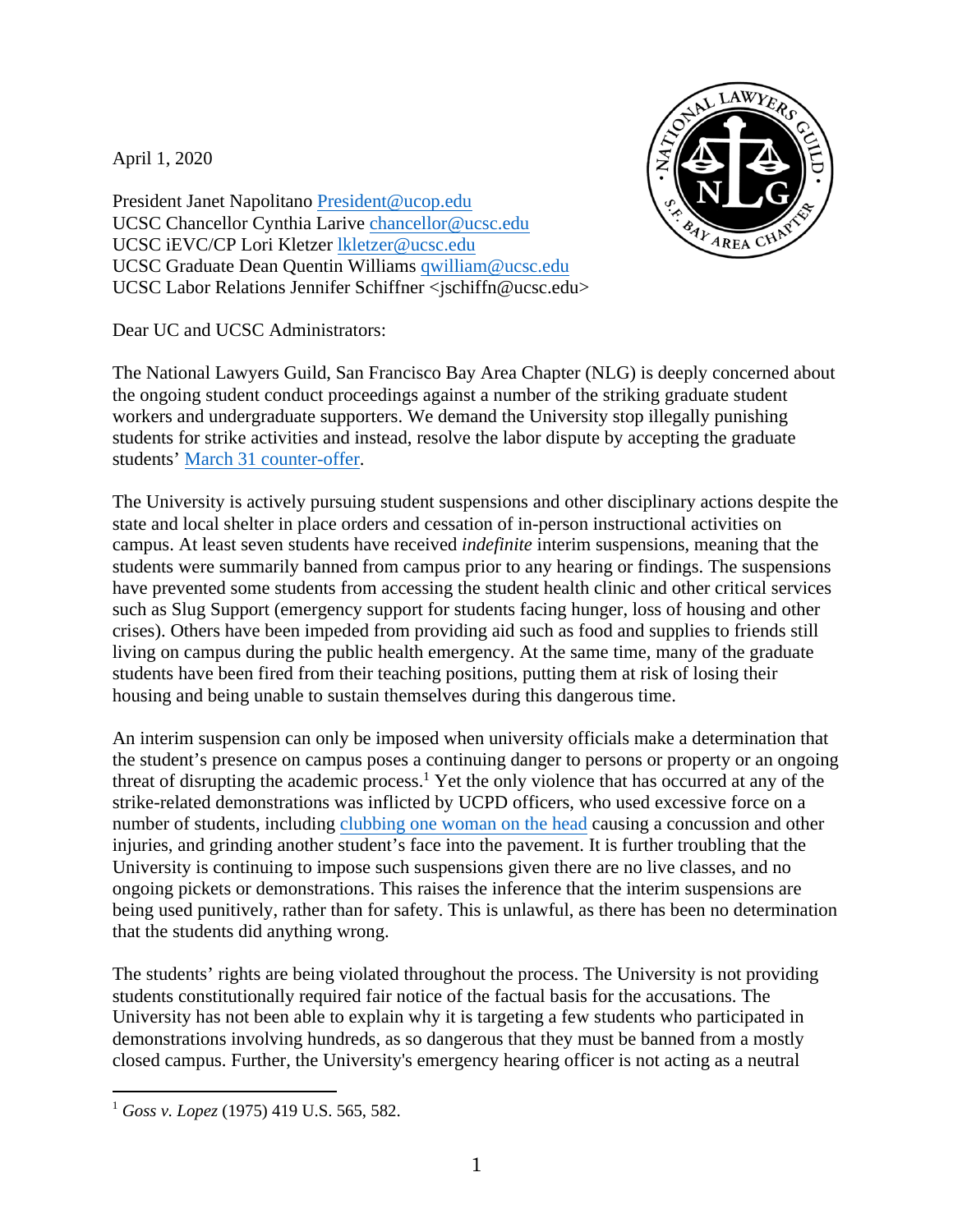April 1, 2020

President Janet Napolitano President@ucop.edu
UCSC Chancellor Cynthia Larive chancellor@ucsc.edu
UCSC iEVC/CP Lori Kletzer lkletzer@ucsc.edu
UCSC Graduate Dean Quentin Williams qwilliam@ucsc.edu
UCSC Labor Relations Jennifer Schiffner <jschiffn@ucsc.edu>

Dear UC and UCSC Administrators:

The National Lawyers Guild, San Francisco Bay Area Chapter (NLG) is deeply concerned about the ongoing student conduct proceedings against a number of the striking graduate student workers and undergraduate supporters. We demand the University stop illegally punishing students for strike activities and instead, resolve the labor dispute by accepting the graduate students' March 31 counter-offer.

The University is actively pursuing student suspensions and other disciplinary actions despite the state and local shelter in place orders and cessation of in-person instructional activities on campus. At least seven students have received *indefinite* interim suspensions, meaning that the students were summarily banned from campus prior to any hearing or findings. The suspensions have prevented some students from accessing the student health clinic and other critical services such as Slug Support (emergency support for students facing hunger, loss of housing and other crises). Others have been impeded from providing aid such as food and supplies to friends still living on campus during the public health emergency. At the same time, many of the graduate students have been fired from their teaching positions, putting them at risk of losing their housing and being unable to sustain themselves during this dangerous time.

An interim suspension can only be imposed when university officials make a determination that the student's presence on campus poses a continuing danger to persons or property or an ongoing threat of disrupting the academic process.[1] Yet the only violence that has occurred at any of the strike-related demonstrations was inflicted by UCPD officers, who used excessive force on a number of students, including clubbing one woman on the head causing a concussion and other injuries, and grinding another student's face into the pavement. It is further troubling that the University is continuing to impose such suspensions given there are no live classes, and no ongoing pickets or demonstrations. This raises the inference that the interim suspensions are being used punitively, rather than for safety. This is unlawful, as there has been no determination that the students did anything wrong.

The students' rights are being violated throughout the process. The University is not providing students constitutionally required fair notice of the factual basis for the accusations. The University has not been able to explain why it is targeting a few students who participated in demonstrations involving hundreds, as so dangerous that they must be banned from a mostly closed campus. Further, the University's emergency hearing officer is not acting as a neutral

[1] *Goss v. Lopez* (1975) 419 U.S. 565, 582.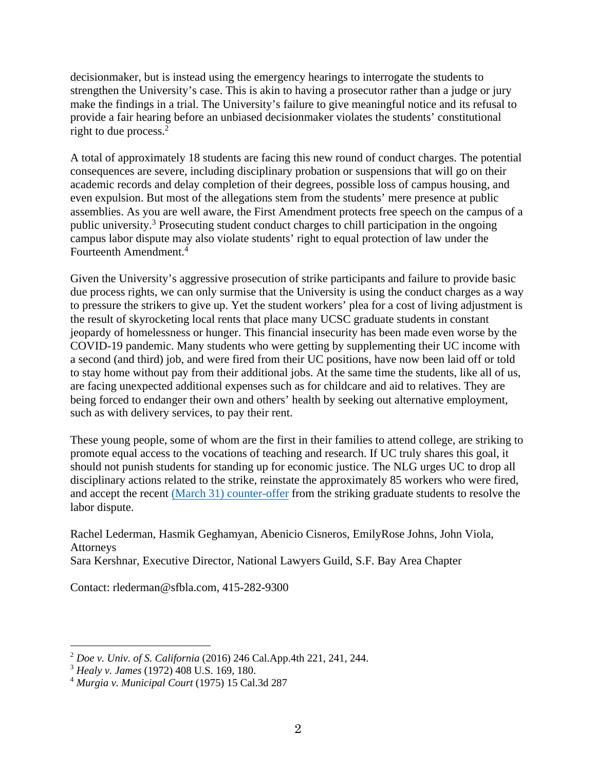decisionmaker, but is instead using the emergency hearings to interrogate the students to strengthen the University's case. This is akin to having a prosecutor rather than a judge or jury make the findings in a trial. The University's failure to give meaningful notice and its refusal to provide a fair hearing before an unbiased decisionmaker violates the students' constitutional right to due process.[2]

A total of approximately 18 students are facing this new round of conduct charges. The potential consequences are severe, including disciplinary probation or suspensions that will go on their academic records and delay completion of their degrees, possible loss of campus housing, and even expulsion. But most of the allegations stem from the students' mere presence at public assemblies. As you are well aware, the First Amendment protects free speech on the campus of a public university.[3] Prosecuting student conduct charges to chill participation in the ongoing campus labor dispute may also violate students' right to equal protection of law under the Fourteenth Amendment.[4]

Given the University's aggressive prosecution of strike participants and failure to provide basic due process rights, we can only surmise that the University is using the conduct charges as a way to pressure the strikers to give up. Yet the student workers' plea for a cost of living adjustment is the result of skyrocketing local rents that place many UCSC graduate students in constant jeopardy of homelessness or hunger. This financial insecurity has been made even worse by the COVID-19 pandemic. Many students who were getting by supplementing their UC income with a second (and third) job, and were fired from their UC positions, have now been laid off or told to stay home without pay from their additional jobs. At the same time the students, like all of us, are facing unexpected additional expenses such as for childcare and aid to relatives. They are being forced to endanger their own and others' health by seeking out alternative employment, such as with delivery services, to pay their rent.

These young people, some of whom are the first in their families to attend college, are striking to promote equal access to the vocations of teaching and research. If UC truly shares this goal, it should not punish students for standing up for economic justice. The NLG urges UC to drop all disciplinary actions related to the strike, reinstate the approximately 85 workers who were fired, and accept the recent (March 31) counter-offer from the striking graduate students to resolve the labor dispute.

Rachel Lederman, Hasmik Geghamyan, Abenicio Cisneros, EmilyRose Johns, John Viola, Attorneys
Sara Kershnar, Executive Director, National Lawyers Guild, S.F. Bay Area Chapter

Contact: rlederman@sfbla.com, 415-282-9300

---

[2] *Doe v. Univ. of S. California* (2016) 246 Cal.App.4th 221, 241, 244.

[3] *Healy v. James* (1972) 408 U.S. 169, 180.

[4] *Murgia v. Municipal Court* (1975) 15 Cal.3d 287